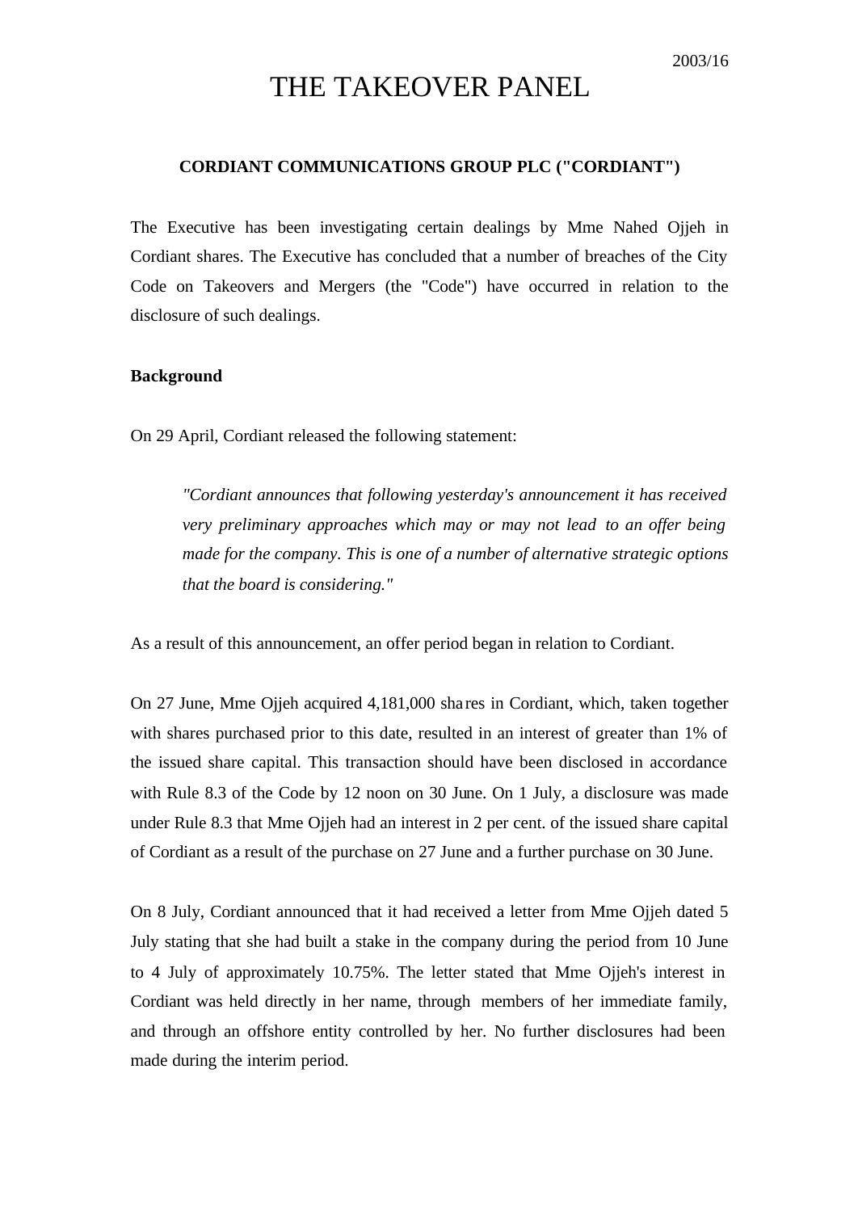2003/16

# THE TAKEOVER PANEL

## CORDIANT COMMUNICATIONS GROUP PLC ("CORDIANT")

The Executive has been investigating certain dealings by Mme Nahed Ojjeh in Cordiant shares. The Executive has concluded that a number of breaches of the City Code on Takeovers and Mergers (the "Code") have occurred in relation to the disclosure of such dealings.

**Background**

On 29 April, Cordiant released the following statement:

> *"Cordiant announces that following yesterday's announcement it has received very preliminary approaches which may or may not lead to an offer being made for the company. This is one of a number of alternative strategic options that the board is considering."*

As a result of this announcement, an offer period began in relation to Cordiant.

On 27 June, Mme Ojjeh acquired 4,181,000 shares in Cordiant, which, taken together with shares purchased prior to this date, resulted in an interest of greater than 1% of the issued share capital. This transaction should have been disclosed in accordance with Rule 8.3 of the Code by 12 noon on 30 June. On 1 July, a disclosure was made under Rule 8.3 that Mme Ojjeh had an interest in 2 per cent. of the issued share capital of Cordiant as a result of the purchase on 27 June and a further purchase on 30 June.

On 8 July, Cordiant announced that it had received a letter from Mme Ojjeh dated 5 July stating that she had built a stake in the company during the period from 10 June to 4 July of approximately 10.75%. The letter stated that Mme Ojjeh's interest in Cordiant was held directly in her name, through members of her immediate family, and through an offshore entity controlled by her. No further disclosures had been made during the interim period.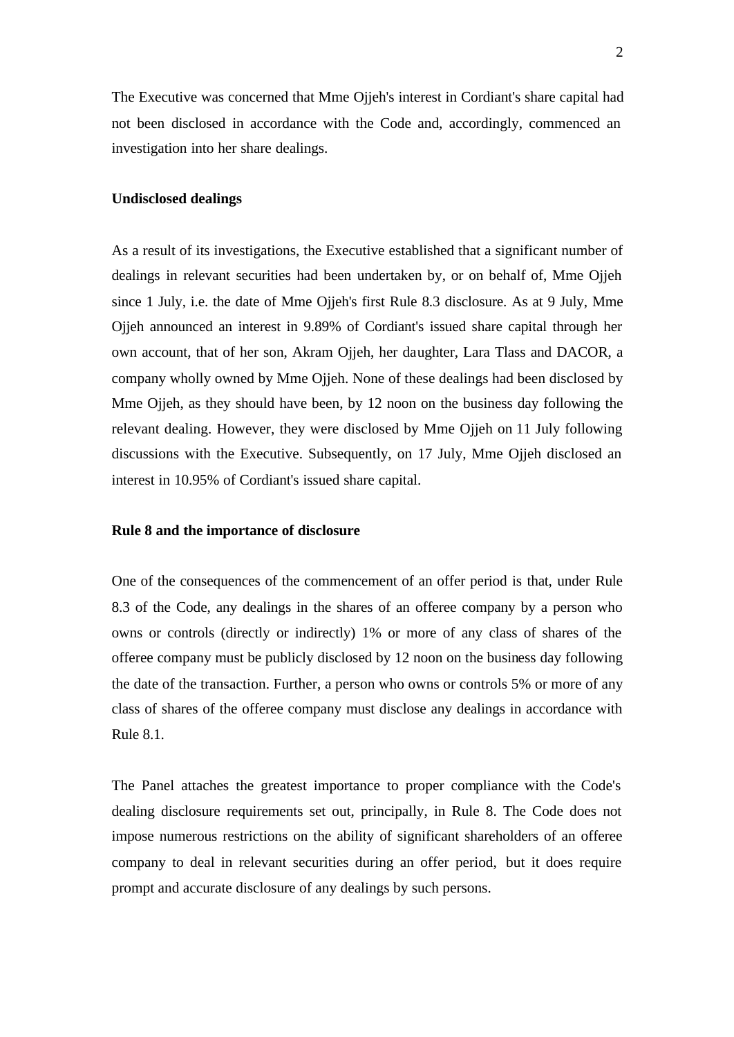The Executive was concerned that Mme Ojjeh's interest in Cordiant's share capital had not been disclosed in accordance with the Code and, accordingly, commenced an investigation into her share dealings.

**Undisclosed dealings**

As a result of its investigations, the Executive established that a significant number of dealings in relevant securities had been undertaken by, or on behalf of, Mme Ojjeh since 1 July, i.e. the date of Mme Ojjeh's first Rule 8.3 disclosure. As at 9 July, Mme Ojjeh announced an interest in 9.89% of Cordiant's issued share capital through her own account, that of her son, Akram Ojjeh, her daughter, Lara Tlass and DACOR, a company wholly owned by Mme Ojjeh. None of these dealings had been disclosed by Mme Ojjeh, as they should have been, by 12 noon on the business day following the relevant dealing. However, they were disclosed by Mme Ojjeh on 11 July following discussions with the Executive. Subsequently, on 17 July, Mme Ojjeh disclosed an interest in 10.95% of Cordiant's issued share capital.

**Rule 8 and the importance of disclosure**

One of the consequences of the commencement of an offer period is that, under Rule 8.3 of the Code, any dealings in the shares of an offeree company by a person who owns or controls (directly or indirectly) 1% or more of any class of shares of the offeree company must be publicly disclosed by 12 noon on the business day following the date of the transaction. Further, a person who owns or controls 5% or more of any class of shares of the offeree company must disclose any dealings in accordance with Rule 8.1.

The Panel attaches the greatest importance to proper compliance with the Code's dealing disclosure requirements set out, principally, in Rule 8. The Code does not impose numerous restrictions on the ability of significant shareholders of an offeree company to deal in relevant securities during an offer period, but it does require prompt and accurate disclosure of any dealings by such persons.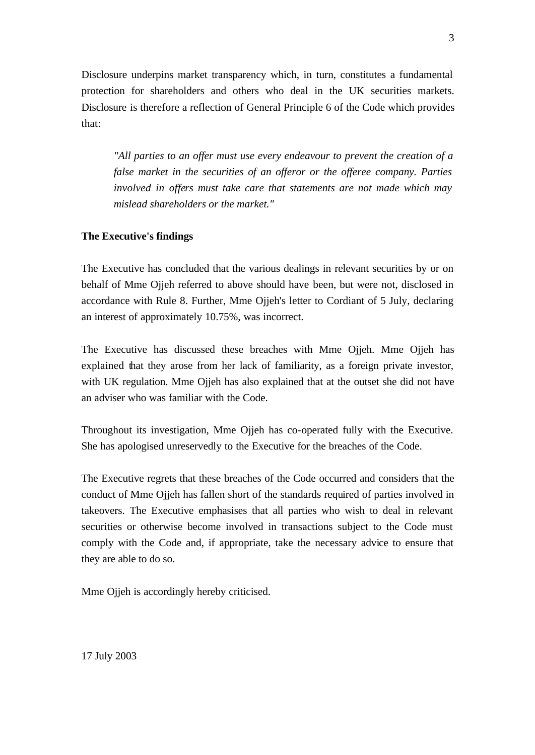Disclosure underpins market transparency which, in turn, constitutes a fundamental protection for shareholders and others who deal in the UK securities markets. Disclosure is therefore a reflection of General Principle 6 of the Code which provides that:

> *"All parties to an offer must use every endeavour to prevent the creation of a false market in the securities of an offeror or the offeree company. Parties involved in offers must take care that statements are not made which may mislead shareholders or the market."*

**The Executive's findings**

The Executive has concluded that the various dealings in relevant securities by or on behalf of Mme Ojjeh referred to above should have been, but were not, disclosed in accordance with Rule 8. Further, Mme Ojjeh's letter to Cordiant of 5 July, declaring an interest of approximately 10.75%, was incorrect.

The Executive has discussed these breaches with Mme Ojjeh. Mme Ojjeh has explained that they arose from her lack of familiarity, as a foreign private investor, with UK regulation. Mme Ojjeh has also explained that at the outset she did not have an adviser who was familiar with the Code.

Throughout its investigation, Mme Ojjeh has co-operated fully with the Executive. She has apologised unreservedly to the Executive for the breaches of the Code.

The Executive regrets that these breaches of the Code occurred and considers that the conduct of Mme Ojjeh has fallen short of the standards required of parties involved in takeovers. The Executive emphasises that all parties who wish to deal in relevant securities or otherwise become involved in transactions subject to the Code must comply with the Code and, if appropriate, take the necessary advice to ensure that they are able to do so.

Mme Ojjeh is accordingly hereby criticised.

17 July 2003